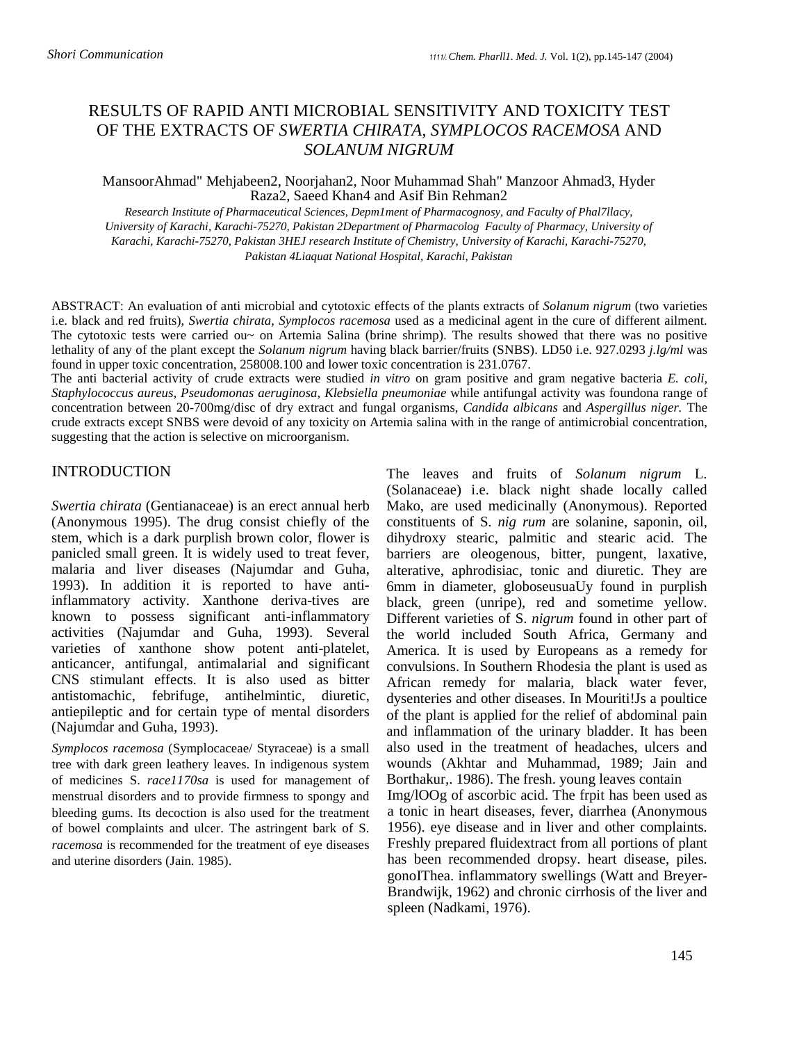*Shori Communication*

# RESULTS OF RAPID ANTI MICROBIAL SENSITIVITY AND TOXICITY TEST OF THE EXTRACTS OF *SWERTIA CHlRATA, SYMPLOCOS RACEMOSA* AND *SOLANUM NIGRUM*

MansoorAhmad" Mehjabeen2, Noorjahan2, Noor Muhammad Shah" Manzoor Ahmad3, Hyder Raza2, Saeed Khan4 and Asif Bin Rehman2

*Research Institute of Pharmaceutical Sciences, Depm1ment of Pharmacognosy, and Faculty of Phal7llacy, University of Karachi, Karachi-75270, Pakistan 2Department of Pharmacolog Faculty of Pharmacy, University of Karachi, Karachi-75270, Pakistan 3HEJ research Institute of Chemistry, University of Karachi, Karachi-75270, Pakistan 4Liaquat National Hospital, Karachi, Pakistan*

ABSTRACT: An evaluation of anti microbial and cytotoxic effects of the plants extracts of *Solanum nigrum* (two varieties i.e. black and red fruits), *Swertia chirata, Symplocos racemosa* used as a medicinal agent in the cure of different ailment. The cytotoxic tests were carried ou~ on Artemia Salina (brine shrimp). The results showed that there was no positive lethality of any of the plant except the *Solanum nigrum* having black barrier/fruits (SNBS). LD50 i.e. 927.0293 *j.lg/ml* was found in upper toxic concentration, 258008.100 and lower toxic concentration is 231.0767.

The anti bacterial activity of crude extracts were studied *in vitro* on gram positive and gram negative bacteria *E. coli, Staphylococcus aureus, Pseudomonas aeruginosa, Klebsiella pneumoniae* while antifungal activity was foundona range of concentration between 20-700mg/disc of dry extract and fungal organisms, *Candida albicans* and *Aspergillus niger.* The crude extracts except SNBS were devoid of any toxicity on Artemia salina with in the range of antimicrobial concentration, suggesting that the action is selective on microorganism.

## INTRODUCTION

*Swertia chirata* (Gentianaceae) is an erect annual herb (Anonymous 1995). The drug consist chiefly of the stem, which is a dark purplish brown color, flower is panicled small green. It is widely used to treat fever, malaria and liver diseases (Najumdar and Guha, 1993). In addition it is reported to have anti-inflammatory activity. Xanthone deriva-tives are known to possess significant anti-inflammatory activities (Najumdar and Guha, 1993). Several varieties of xanthone show potent anti-platelet, anticancer, antifungal, antimalarial and significant CNS stimulant effects. It is also used as bitter antistomachic, febrifuge, antihelmintic, diuretic, antiepileptic and for certain type of mental disorders (Najumdar and Guha, 1993).

*Symplocos racemosa* (Symplocaceae/ Styraceae) is a small tree with dark green leathery leaves. In indigenous system of medicines S. *race1170sa* is used for management of menstrual disorders and to provide firmness to spongy and bleeding gums. Its decoction is also used for the treatment of bowel complaints and ulcer. The astringent bark of S. *racemosa* is recommended for the treatment of eye diseases and uterine disorders (Jain. 1985).

The leaves and fruits of *Solanum nigrum* L. (Solanaceae) i.e. black night shade locally called Mako, are used medicinally (Anonymous). Reported constituents of S. *nig rum* are solanine, saponin, oil, dihydroxy stearic, palmitic and stearic acid. The barriers are oleogenous, bitter, pungent, laxative, alterative, aphrodisiac, tonic and diuretic. They are 6mm in diameter, globoseusuaUy found in purplish black, green (unripe), red and sometime yellow. Different varieties of S. *nigrum* found in other part of the world included South Africa, Germany and America. It is used by Europeans as a remedy for convulsions. In Southern Rhodesia the plant is used as African remedy for malaria, black water fever, dysenteries and other diseases. In Mouriti!Js a poultice of the plant is applied for the relief of abdominal pain and inflammation of the urinary bladder. It has been also used in the treatment of headaches, ulcers and wounds (Akhtar and Muhammad, 1989; Jain and Borthakur,. 1986). The fresh. young leaves contain Img/lOOg of ascorbic acid. The frpit has been used as a tonic in heart diseases, fever, diarrhea (Anonymous 1956). eye disease and in liver and other complaints. Freshly prepared fluidextract from all portions of plant has been recommended dropsy. heart disease, piles. gonoIThea. inflammatory swellings (Watt and Breyer-Brandwijk, 1962) and chronic cirrhosis of the liver and spleen (Nadkami, 1976).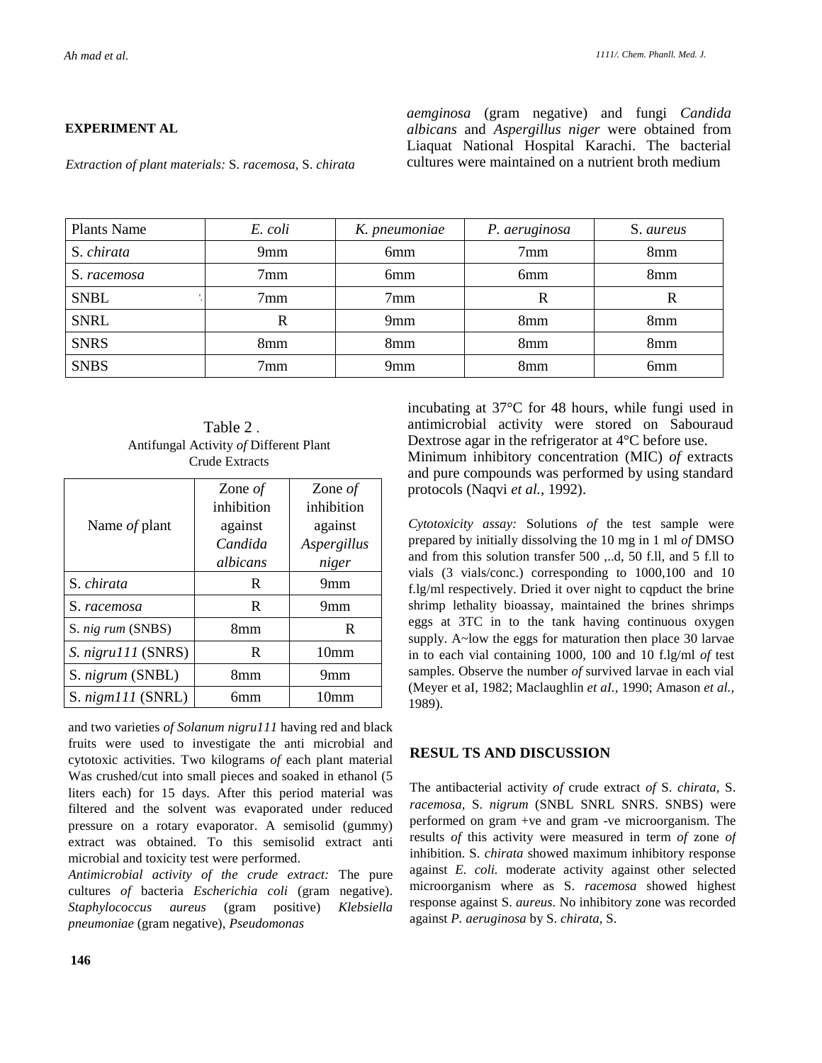## EXPERIMENT AL

*Extraction of plant materials:* S. *racemosa,* S. *chirata* and two varieties *of Solanum nigru111* having red and black fruits were used to investigate the anti microbial and cytotoxic activities. Two kilograms *of* each plant material Was crushed/cut into small pieces and soaked in ethanol (5 liters each) for 15 days. After this period material was filtered and the solvent was evaporated under reduced pressure on a rotary evaporator. A semisolid (gummy) extract was obtained. To this semisolid extract anti microbial and toxicity test were performed.

*Antimicrobial activity of the crude extract:* The pure cultures *of* bacteria *Escherichia coli* (gram negative). *Staphylococcus aureus* (gram positive) *Klebsiella pneumoniae* (gram negative), *Pseudomonas aemginosa* (gram negative) and fungi *Candida albicans* and *Aspergillus niger* were obtained from Liaquat National Hospital Karachi. The bacterial cultures were maintained on a nutrient broth medium

| Plants Name | *E. coli* | *K. pneumoniae* | *P. aeruginosa* | S. *aureus* |
|---|---|---|---|---|
| S. *chirata* | 9mm | 6mm | 7mm | 8mm |
| S. *racemosa* | 7mm | 6mm | 6mm | 8mm |
| SNBL | 7mm | 7mm | R | R |
| SNRL | R | 9mm | 8mm | 8mm |
| SNRS | 8mm | 8mm | 8mm | 8mm |
| SNBS | 7mm | 9mm | 8mm | 6mm |

incubating at 37°C for 48 hours, while fungi used in antimicrobial activity were stored on Sabouraud Dextrose agar in the refrigerator at 4°C before use. Minimum inhibitory concentration (MIC) *of* extracts and pure compounds was performed by using standard protocols (Naqvi *et al.*, 1992).

Table 2 .
Antifungal Activity *of* Different Plant Crude Extracts

| Name *of* plant | Zone *of* inhibition against *Candida albicans* | Zone *of* inhibition against *Aspergillus niger* |
|---|---|---|
| S. *chirata* | R | 9mm |
| S. *racemosa* | R | 9mm |
| S. *nig rum* (SNBS) | 8mm | R |
| *S. nigru111* (SNRS) | R | 10mm |
| S. *nigrum* (SNBL) | 8mm | 9mm |
| S. *nigm111* (SNRL) | 6mm | 10mm |

*Cytotoxicity assay:* Solutions *of* the test sample were prepared by initially dissolving the 10 mg in 1 ml *of* DMSO and from this solution transfer 500 ,..d, 50 f.ll, and 5 f.ll to vials (3 vials/conc.) corresponding to 1000,100 and 10 f.lg/ml respectively. Dried it over night to cqpduct the brine shrimp lethality bioassay, maintained the brines shrimps eggs at 3TC in to the tank having continuous oxygen supply. A~low the eggs for maturation then place 30 larvae in to each vial containing 1000, 100 and 10 f.lg/ml *of* test samples. Observe the number *of* survived larvae in each vial (Meyer et aI, 1982; Maclaughlin *et aI.*, 1990; Amason *et al.*, 1989).

## RESUL TS AND DISCUSSION

The antibacterial activity *of* crude extract *of* S. *chirata,* S. *racemosa,* S. *nigrum* (SNBL SNRL SNRS. SNBS) were performed on gram +ve and gram -ve microorganism. The results *of* this activity were measured in term *of* zone *of* inhibition. S. *chirata* showed maximum inhibitory response against *E. coli.* moderate activity against other selected microorganism where as S. *racemosa* showed highest response against S. *aureus.* No inhibitory zone was recorded against *P. aeruginosa* by S. *chirata,* S.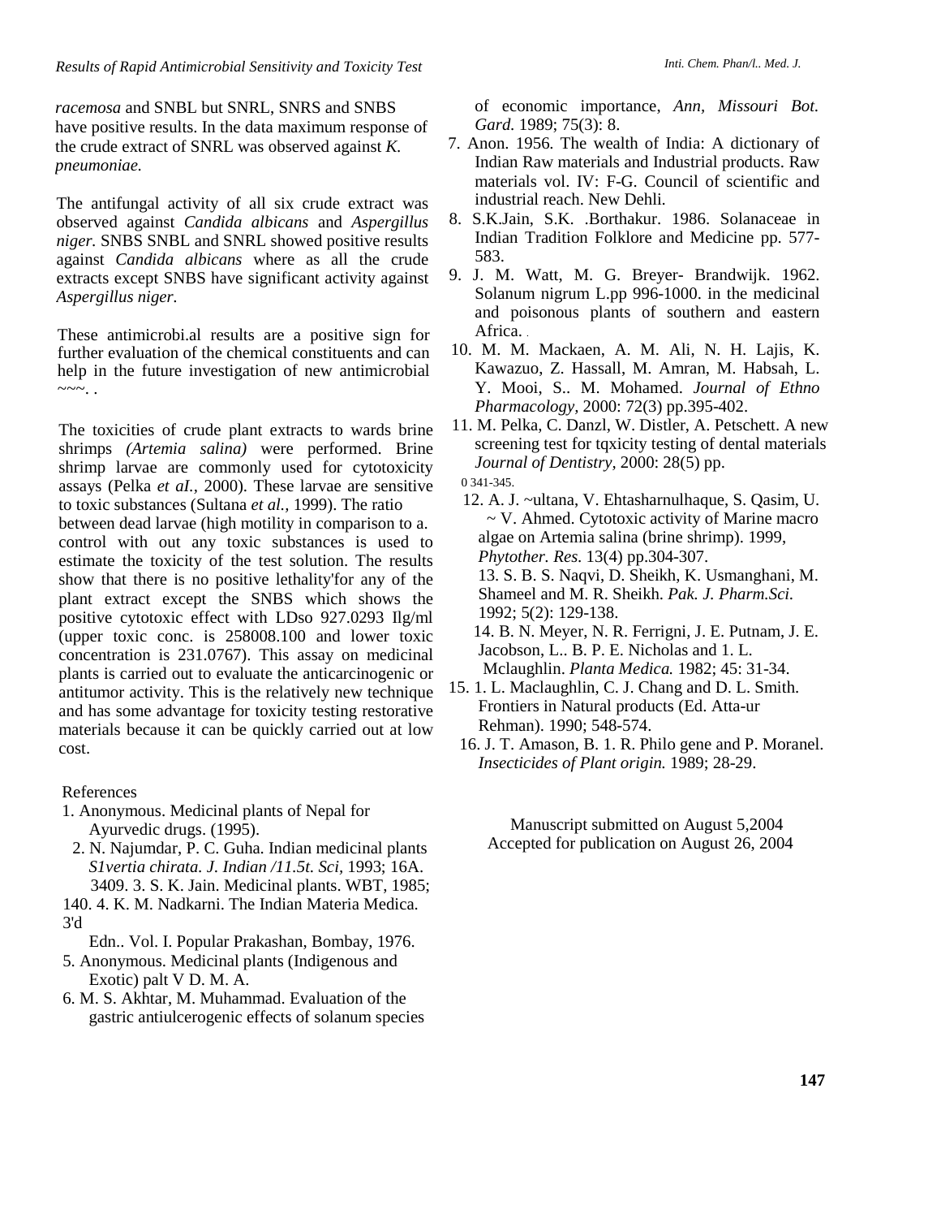*racemosa* and SNBL but SNRL, SNRS and SNBS have positive results. In the data maximum response of the crude extract of SNRL was observed against *K. pneumoniae.*

The antifungal activity of all six crude extract was observed against *Candida albicans* and *Aspergillus niger.* SNBS SNBL and SNRL showed positive results against *Candida albicans* where as all the crude extracts except SNBS have significant activity against *Aspergillus niger.*

These antimicrobi.al results are a positive sign for further evaluation of the chemical constituents and can help in the future investigation of new antimicrobial ~~~. .

The toxicities of crude plant extracts to wards brine shrimps *(Artemia salina)* were performed. Brine shrimp larvae are commonly used for cytotoxicity assays (Pelka *et aI.,* 2000). These larvae are sensitive to toxic substances (Sultana *et al.,* 1999). The ratio between dead larvae (high motility in comparison to a. control with out any toxic substances is used to estimate the toxicity of the test solution. The results show that there is no positive lethality'for any of the plant extract except the SNBS which shows the positive cytotoxic effect with LDso 927.0293 Ilg/ml (upper toxic conc. is 258008.100 and lower toxic concentration is 231.0767). This assay on medicinal plants is carried out to evaluate the anticarcinogenic or antitumor activity. This is the relatively new technique and has some advantage for toxicity testing restorative materials because it can be quickly carried out at low cost.

References

1. Anonymous. Medicinal plants of Nepal for Ayurvedic drugs. (1995).
2. N. Najumdar, P. C. Guha. Indian medicinal plants *S1vertia chirata. J. Indian /11.5t. Sci,* 1993; 16A. 3409.
3. S. K. Jain. Medicinal plants. WBT, 1985; 140.
4. K. M. Nadkarni. The Indian Materia Medica. 3'd Edn.. Vol. I. Popular Prakashan, Bombay, 1976.
5. Anonymous. Medicinal plants (Indigenous and Exotic) palt V D. M. A.
6. M. S. Akhtar, M. Muhammad. Evaluation of the gastric antiulcerogenic effects of solanum species of economic importance, *Ann, Missouri Bot. Gard.* 1989; 75(3): 8.
7. Anon. 1956. The wealth of India: A dictionary of Indian Raw materials and Industrial products. Raw materials vol. IV: F-G. Council of scientific and industrial reach. New Dehli.
8. S.K.Jain, S.K. .Borthakur. 1986. Solanaceae in Indian Tradition Folklore and Medicine pp. 577-583.
9. J. M. Watt, M. G. Breyer- Brandwijk. 1962. Solanum nigrum L.pp 996-1000. in the medicinal and poisonous plants of southern and eastern Africa. .
10. M. M. Mackaen, A. M. Ali, N. H. Lajis, K. Kawazuo, Z. Hassall, M. Amran, M. Habsah, L. Y. Mooi, S.. M. Mohamed. *Journal of Ethno Pharmacology,* 2000: 72(3) pp.395-402.
11. M. Pelka, C. Danzl, W. Distler, A. Petschett. A new screening test for tqxicity testing of dental materials *Journal of Dentistry,* 2000: 28(5) pp. 0 341-345.
12. A. J. ~ultana, V. Ehtasharnulhaque, S. Qasim, U. ~ V. Ahmed. Cytotoxic activity of Marine macro algae on Artemia salina (brine shrimp). 1999, *Phytother. Res.* 13(4) pp.304-307.
13. S. B. S. Naqvi, D. Sheikh, K. Usmanghani, M. Shameel and M. R. Sheikh. *Pak. J. Pharm.Sci.* 1992; 5(2): 129-138.
14. B. N. Meyer, N. R. Ferrigni, J. E. Putnam, J. E. Jacobson, L.. B. P. E. Nicholas and 1. L. Mclaughlin. *Planta Medica.* 1982; 45: 31-34.
15. 1. L. Maclaughlin, C. J. Chang and D. L. Smith. Frontiers in Natural products (Ed. Atta-ur Rehman). 1990; 548-574.
16. J. T. Amason, B. 1. R. Philo gene and P. Moranel. *Insecticides of Plant origin.* 1989; 28-29.

Manuscript submitted on August 5,2004
Accepted for publication on August 26, 2004